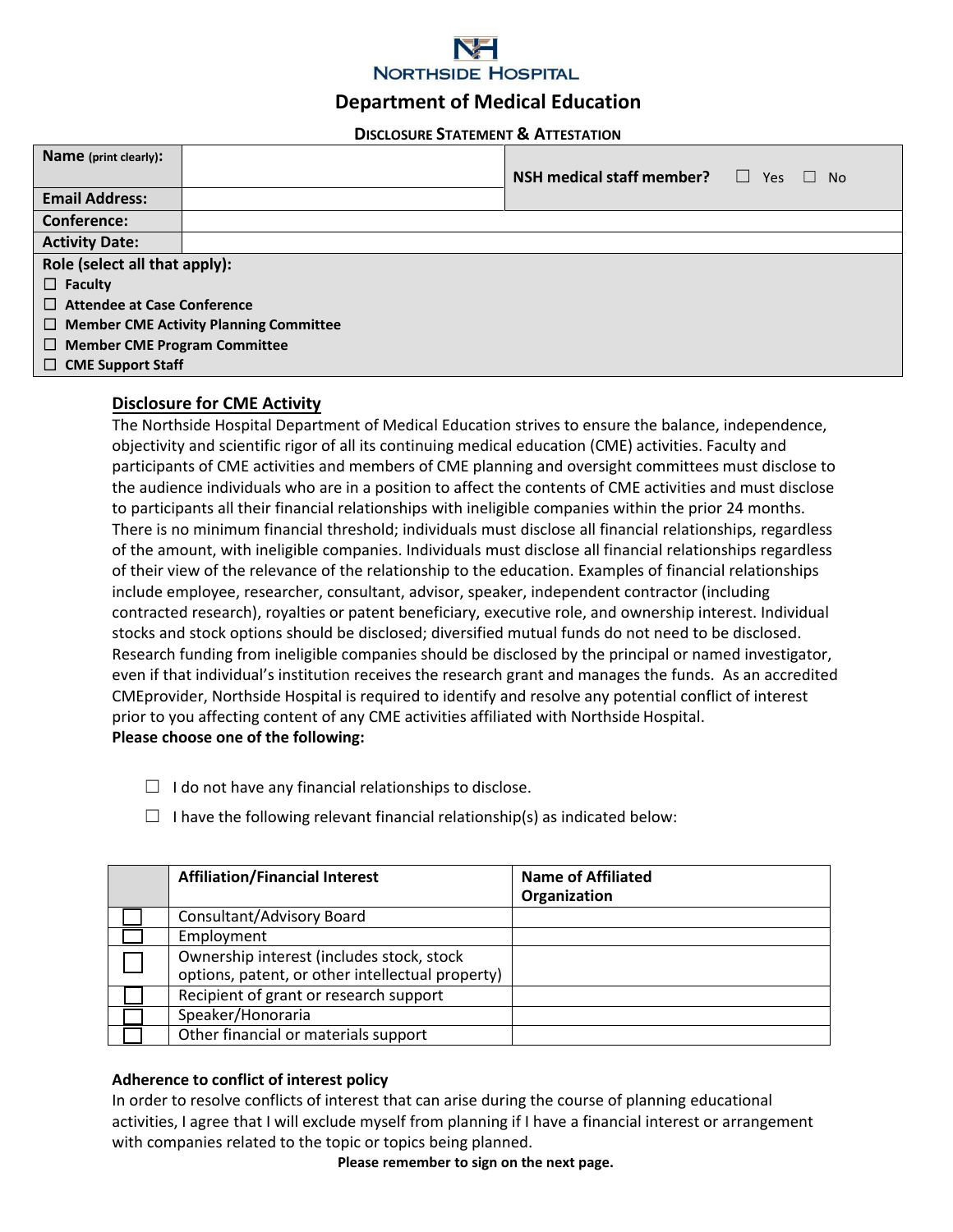# Northside Hospital

## Department of Medical Education

### Disclosure Statement & Attestation

| Name (print clearly): | | NSH medical staff member? ☐ Yes ☐ No |
|---|---|---|
| Email Address: | | |
| Conference: | | |
| Activity Date: | | |

**Role (select all that apply):**

- ☐ **Faculty**
- ☐ **Attendee at Case Conference**
- ☐ **Member CME Activity Planning Committee**
- ☐ **Member CME Program Committee**
- ☐ **CME Support Staff**

## Disclosure for CME Activity

The Northside Hospital Department of Medical Education strives to ensure the balance, independence, objectivity and scientific rigor of all its continuing medical education (CME) activities. Faculty and participants of CME activities and members of CME planning and oversight committees must disclose to the audience individuals who are in a position to affect the contents of CME activities and must disclose to participants all their financial relationships with ineligible companies within the prior 24 months. There is no minimum financial threshold; individuals must disclose all financial relationships, regardless of the amount, with ineligible companies. Individuals must disclose all financial relationships regardless of their view of the relevance of the relationship to the education. Examples of financial relationships include employee, researcher, consultant, advisor, speaker, independent contractor (including contracted research), royalties or patent beneficiary, executive role, and ownership interest. Individual stocks and stock options should be disclosed; diversified mutual funds do not need to be disclosed. Research funding from ineligible companies should be disclosed by the principal or named investigator, even if that individual's institution receives the research grant and manages the funds. As an accredited CMEprovider, Northside Hospital is required to identify and resolve any potential conflict of interest prior to you affecting content of any CME activities affiliated with Northside Hospital.

**Please choose one of the following:**

☐ I do not have any financial relationships to disclose.

☐ I have the following relevant financial relationship(s) as indicated below:

| | Affiliation/Financial Interest | Name of Affiliated Organization |
|---|---|---|
| ☐ | Consultant/Advisory Board | |
| ☐ | Employment | |
| ☐ | Ownership interest (includes stock, stock options, patent, or other intellectual property) | |
| ☐ | Recipient of grant or research support | |
| ☐ | Speaker/Honoraria | |
| ☐ | Other financial or materials support | |

**Adherence to conflict of interest policy**

In order to resolve conflicts of interest that can arise during the course of planning educational activities, I agree that I will exclude myself from planning if I have a financial interest or arrangement with companies related to the topic or topics being planned.

**Please remember to sign on the next page.**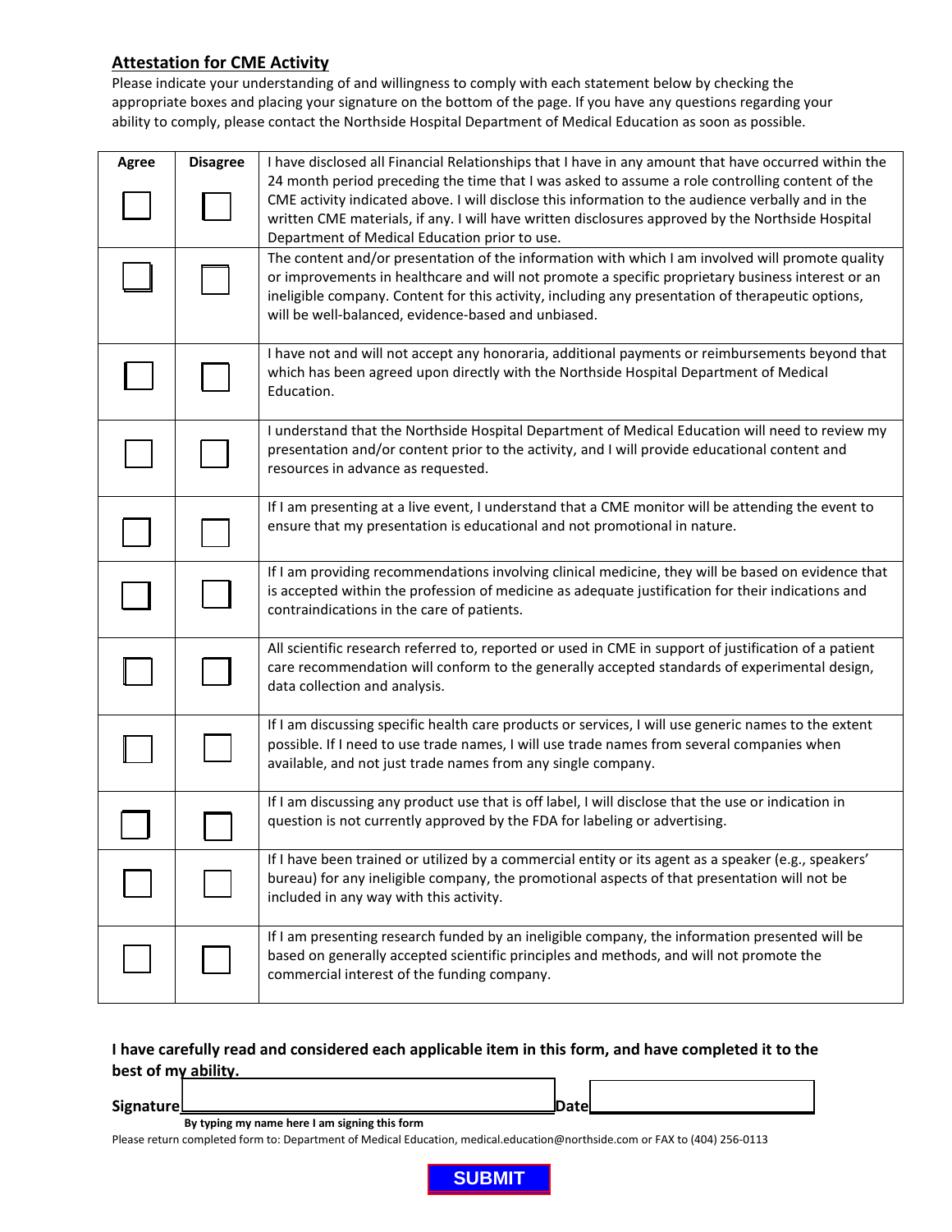## Attestation for CME Activity

Please indicate your understanding of and willingness to comply with each statement below by checking the appropriate boxes and placing your signature on the bottom of the page. If you have any questions regarding your ability to comply, please contact the Northside Hospital Department of Medical Education as soon as possible.

| Agree | Disagree | |
|---|---|---|
| ☐ | ☐ | I have disclosed all Financial Relationships that I have in any amount that have occurred within the 24 month period preceding the time that I was asked to assume a role controlling content of the CME activity indicated above. I will disclose this information to the audience verbally and in the written CME materials, if any. I will have written disclosures approved by the Northside Hospital Department of Medical Education prior to use. |
| ☐ | ☐ | The content and/or presentation of the information with which I am involved will promote quality or improvements in healthcare and will not promote a specific proprietary business interest or an ineligible company. Content for this activity, including any presentation of therapeutic options, will be well-balanced, evidence-based and unbiased. |
| ☐ | ☐ | I have not and will not accept any honoraria, additional payments or reimbursements beyond that which has been agreed upon directly with the Northside Hospital Department of Medical Education. |
| ☐ | ☐ | I understand that the Northside Hospital Department of Medical Education will need to review my presentation and/or content prior to the activity, and I will provide educational content and resources in advance as requested. |
| ☐ | ☐ | If I am presenting at a live event, I understand that a CME monitor will be attending the event to ensure that my presentation is educational and not promotional in nature. |
| ☐ | ☐ | If I am providing recommendations involving clinical medicine, they will be based on evidence that is accepted within the profession of medicine as adequate justification for their indications and contraindications in the care of patients. |
| ☐ | ☐ | All scientific research referred to, reported or used in CME in support of justification of a patient care recommendation will conform to the generally accepted standards of experimental design, data collection and analysis. |
| ☐ | ☐ | If I am discussing specific health care products or services, I will use generic names to the extent possible. If I need to use trade names, I will use trade names from several companies when available, and not just trade names from any single company. |
| ☐ | ☐ | If I am discussing any product use that is off label, I will disclose that the use or indication in question is not currently approved by the FDA for labeling or advertising. |
| ☐ | ☐ | If I have been trained or utilized by a commercial entity or its agent as a speaker (e.g., speakers' bureau) for any ineligible company, the promotional aspects of that presentation will not be included in any way with this activity. |
| ☐ | ☐ | If I am presenting research funded by an ineligible company, the information presented will be based on generally accepted scientific principles and methods, and will not promote the commercial interest of the funding company. |

**I have carefully read and considered each applicable item in this form, and have completed it to the best of my ability.**

**Signature** ______________________ **Date** ______________

**By typing my name here I am signing this form**

Please return completed form to: Department of Medical Education, medical.education@northside.com or FAX to (404) 256-0113

SUBMIT